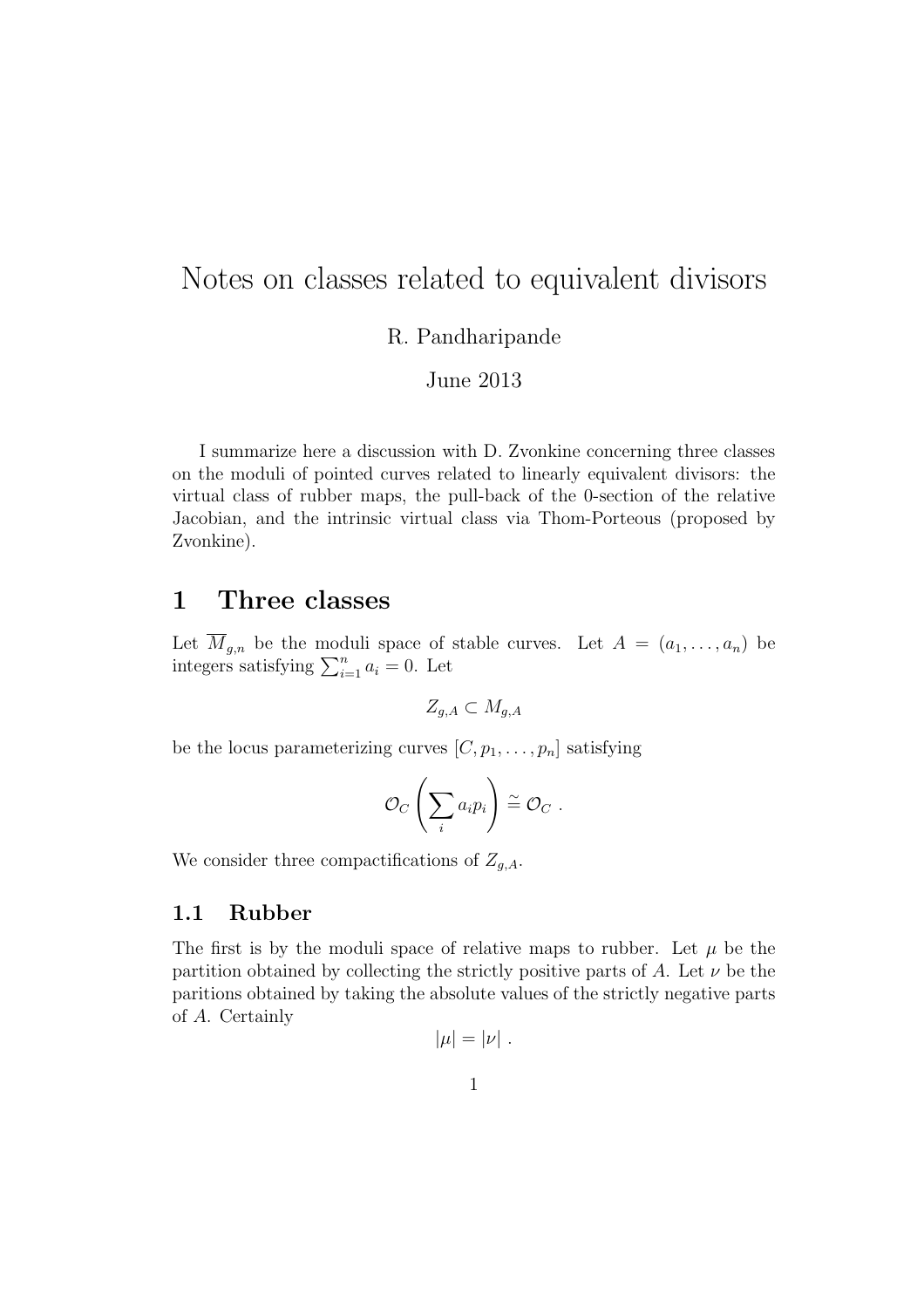# Notes on classes related to equivalent divisors

R. Pandharipande

June 2013

I summarize here a discussion with D. Zvonkine concerning three classes on the moduli of pointed curves related to linearly equivalent divisors: the virtual class of rubber maps, the pull-back of the 0-section of the relative Jacobian, and the intrinsic virtual class via Thom-Porteous (proposed by Zvonkine).

## 1 Three classes

Let $\overline{M}_{g,n}$ be the moduli space of stable curves. Let $A = (a_1, \ldots, a_n)$ be integers satisfying $\sum_{i=1}^{n} a_i = 0$. Let

$$Z_{g,A} \subset M_{g,A}$$

be the locus parameterizing curves $[C, p_1, \ldots, p_n]$ satisfying

$$\mathcal{O}_C\left(\sum_i a_i p_i\right) \stackrel{\sim}{=} \mathcal{O}_C \ .$$

We consider three compactifications of $Z_{g,A}$.

### 1.1 Rubber

The first is by the moduli space of relative maps to rubber. Let $\mu$ be the partition obtained by collecting the strictly positive parts of $A$. Let $\nu$ be the paritions obtained by taking the absolute values of the strictly negative parts of $A$. Certainly

$$|\mu| = |\nu| \ .$$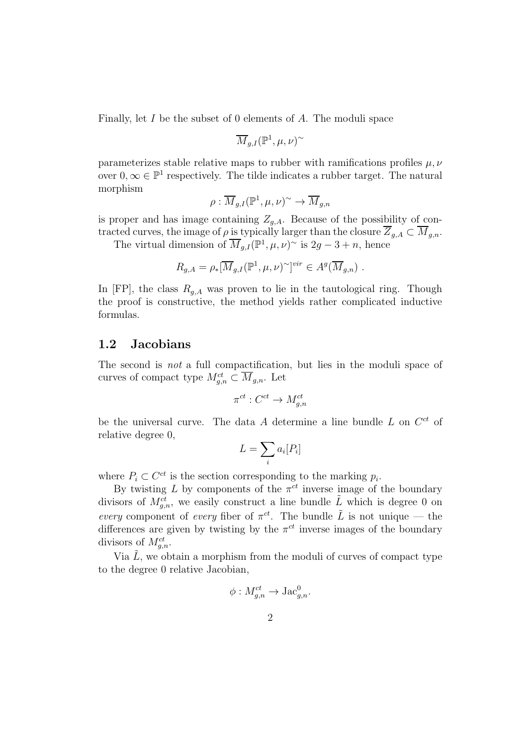Finally, let $I$ be the subset of 0 elements of $A$. The moduli space

$$\overline{M}_{g,I}(\mathbb{P}^1, \mu, \nu)^{\sim}$$

parameterizes stable relative maps to rubber with ramifications profiles $\mu, \nu$ over $0, \infty \in \mathbb{P}^1$ respectively. The tilde indicates a rubber target. The natural morphism

$$\rho : \overline{M}_{g,I}(\mathbb{P}^1, \mu, \nu)^{\sim} \to \overline{M}_{g,n}$$

is proper and has image containing $Z_{g,A}$. Because of the possibility of contracted curves, the image of $\rho$ is typically larger than the closure $\overline{Z}_{g,A} \subset \overline{M}_{g,n}$.

The virtual dimension of $\overline{M}_{g,I}(\mathbb{P}^1, \mu, \nu)^{\sim}$ is $2g - 3 + n$, hence

$$R_{g,A} = \rho_*[\overline{M}_{g,I}(\mathbb{P}^1, \mu, \nu)^{\sim}]^{vir} \in A^g(\overline{M}_{g,n}) \ .$$

In [FP], the class $R_{g,A}$ was proven to lie in the tautological ring. Though the proof is constructive, the method yields rather complicated inductive formulas.

## 1.2 Jacobians

The second is *not* a full compactification, but lies in the moduli space of curves of compact type $M^{ct}_{g,n} \subset \overline{M}_{g,n}$. Let

$$\pi^{ct} : C^{ct} \to M^{ct}_{g,n}$$

be the universal curve. The data $A$ determine a line bundle $L$ on $C^{ct}$ of relative degree 0,

$$L = \sum_i a_i [P_i]$$

where $P_i \subset C^{ct}$ is the section corresponding to the marking $p_i$.

By twisting $L$ by components of the $\pi^{ct}$ inverse image of the boundary divisors of $M^{ct}_{g,n}$, we easily construct a line bundle $\tilde{L}$ which is degree 0 on *every* component of *every* fiber of $\pi^{ct}$. The bundle $\tilde{L}$ is not unique — the differences are given by twisting by the $\pi^{ct}$ inverse images of the boundary divisors of $M^{ct}_{g,n}$.

Via $\tilde{L}$, we obtain a morphism from the moduli of curves of compact type to the degree 0 relative Jacobian,

$$\phi : M^{ct}_{g,n} \to \mathrm{Jac}^0_{g,n}.$$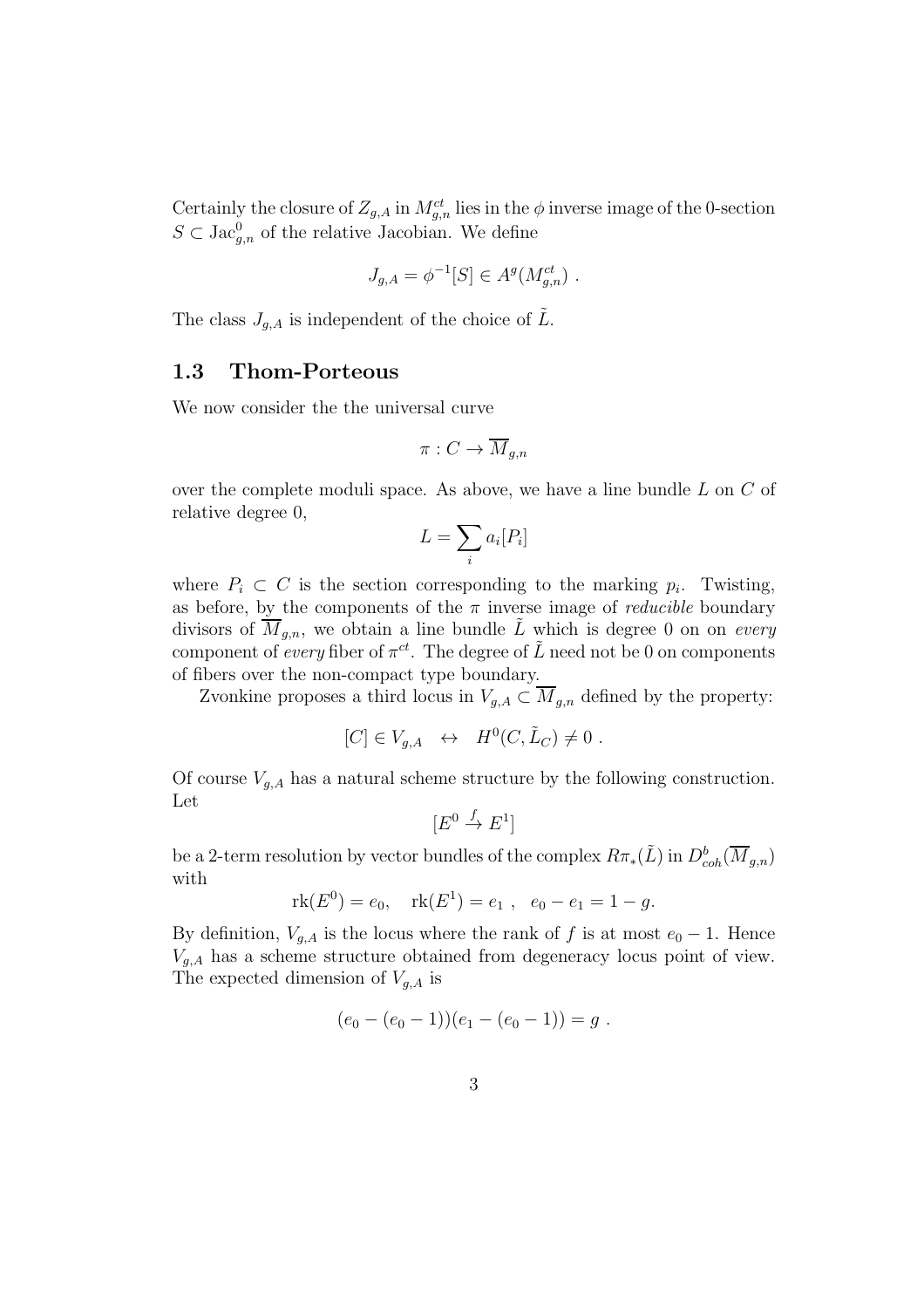Certainly the closure of $Z_{g,A}$ in $M^{ct}_{g,n}$ lies in the $\phi$ inverse image of the 0-section $S \subset \mathrm{Jac}^0_{g,n}$ of the relative Jacobian. We define

$$J_{g,A} = \phi^{-1}[S] \in A^g(M^{ct}_{g,n}) \ .$$

The class $J_{g,A}$ is independent of the choice of $\tilde{L}$.

### 1.3 Thom-Porteous

We now consider the the universal curve

$$\pi : C \to \overline{M}_{g,n}$$

over the complete moduli space. As above, we have a line bundle $L$ on $C$ of relative degree 0,

$$L = \sum_i a_i[P_i]$$

where $P_i \subset C$ is the section corresponding to the marking $p_i$. Twisting, as before, by the components of the $\pi$ inverse image of *reducible* boundary divisors of $\overline{M}_{g,n}$, we obtain a line bundle $\tilde{L}$ which is degree 0 on on *every* component of *every* fiber of $\pi^{ct}$. The degree of $\tilde{L}$ need not be 0 on components of fibers over the non-compact type boundary.

Zvonkine proposes a third locus in $V_{g,A} \subset \overline{M}_{g,n}$ defined by the property:

$$[C] \in V_{g,A} \ \ \leftrightarrow \ \ H^0(C, \tilde{L}_C) \neq 0 \ .$$

Of course $V_{g,A}$ has a natural scheme structure by the following construction. Let

$$[E^0 \xrightarrow{f} E^1]$$

be a 2-term resolution by vector bundles of the complex $R\pi_*(\tilde{L})$ in $D^b_{coh}(\overline{M}_{g,n})$ with

$$\mathrm{rk}(E^0) = e_0, \quad \mathrm{rk}(E^1) = e_1 \ , \ \ e_0 - e_1 = 1 - g.$$

By definition, $V_{g,A}$ is the locus where the rank of $f$ is at most $e_0 - 1$. Hence $V_{g,A}$ has a scheme structure obtained from degeneracy locus point of view. The expected dimension of $V_{g,A}$ is

$$(e_0 - (e_0 - 1))(e_1 - (e_0 - 1)) = g \ .$$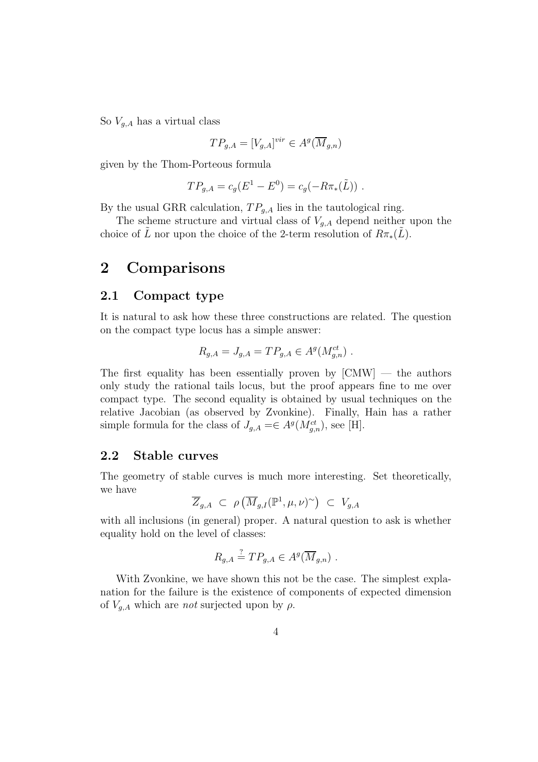So $V_{g,A}$ has a virtual class

$$TP_{g,A} = [V_{g,A}]^{vir} \in A^g(\overline{M}_{g,n})$$

given by the Thom-Porteous formula

$$TP_{g,A} = c_g(E^1 - E^0) = c_g(-R\pi_*(\tilde{L})) \ .$$

By the usual GRR calculation, $TP_{g,A}$ lies in the tautological ring.

The scheme structure and virtual class of $V_{g,A}$ depend neither upon the choice of $\tilde{L}$ nor upon the choice of the 2-term resolution of $R\pi_*(\tilde{L})$.

# 2 Comparisons

## 2.1 Compact type

It is natural to ask how these three constructions are related. The question on the compact type locus has a simple answer:

$$R_{g,A} = J_{g,A} = TP_{g,A} \in A^g(M^{ct}_{g,n}) \ .$$

The first equality has been essentially proven by [CMW] — the authors only study the rational tails locus, but the proof appears fine to me over compact type. The second equality is obtained by usual techniques on the relative Jacobian (as observed by Zvonkine). Finally, Hain has a rather simple formula for the class of $J_{g,A} =\in A^g(M^{ct}_{g,n})$, see [H].

## 2.2 Stable curves

The geometry of stable curves is much more interesting. Set theoretically, we have

$$\overline{Z}_{g,A} \ \subset \ \rho\left(\overline{M}_{g,I}(\mathbb{P}^1, \mu, \nu)^{\sim}\right) \ \subset \ V_{g,A}$$

with all inclusions (in general) proper. A natural question to ask is whether equality hold on the level of classes:

$$R_{g,A} \stackrel{?}{=} TP_{g,A} \in A^g(\overline{M}_{g,n}) \ .$$

With Zvonkine, we have shown this not be the case. The simplest explanation for the failure is the existence of components of expected dimension of $V_{g,A}$ which are *not* surjected upon by $\rho$.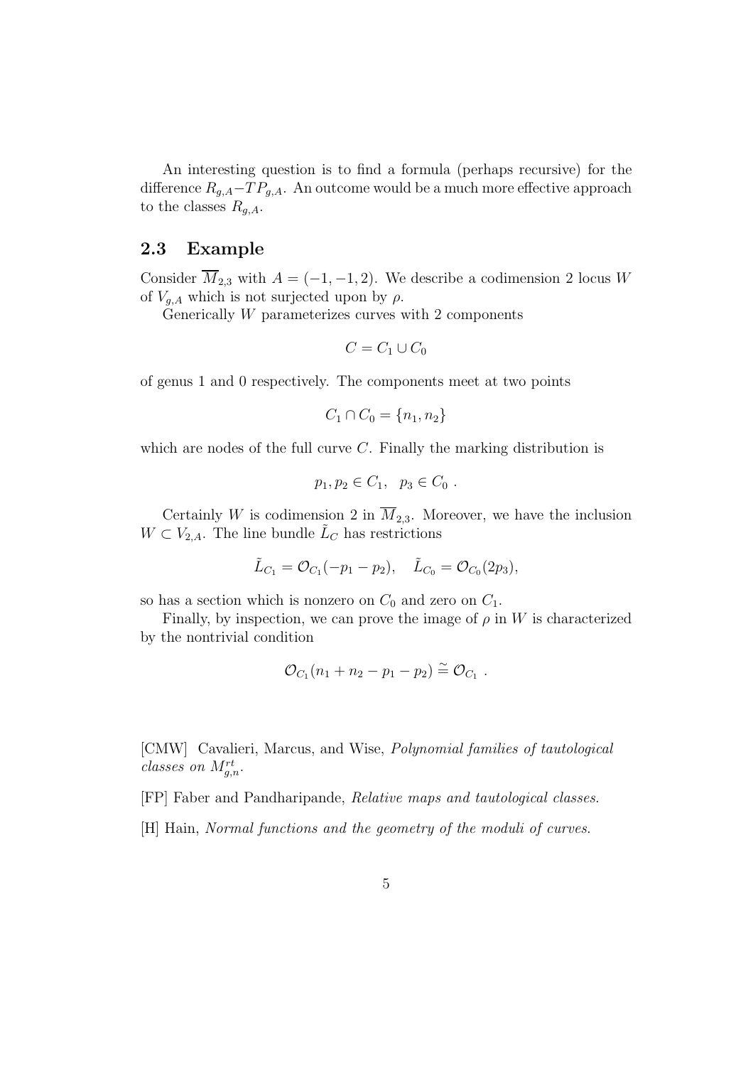An interesting question is to find a formula (perhaps recursive) for the difference $R_{g,A} - TP_{g,A}$. An outcome would be a much more effective approach to the classes $R_{g,A}$.

## 2.3 Example

Consider $\overline{M}_{2,3}$ with $A = (-1, -1, 2)$. We describe a codimension 2 locus $W$ of $V_{g,A}$ which is not surjected upon by $\rho$.

Generically $W$ parameterizes curves with 2 components

$$C = C_1 \cup C_0$$

of genus 1 and 0 respectively. The components meet at two points

$$C_1 \cap C_0 = \{n_1, n_2\}$$

which are nodes of the full curve $C$. Finally the marking distribution is

$$p_1, p_2 \in C_1, \quad p_3 \in C_0 \ .$$

Certainly $W$ is codimension 2 in $\overline{M}_{2,3}$. Moreover, we have the inclusion $W \subset V_{2,A}$. The line bundle $\tilde{L}_C$ has restrictions

$$\tilde{L}_{C_1} = \mathcal{O}_{C_1}(-p_1 - p_2), \quad \tilde{L}_{C_0} = \mathcal{O}_{C_0}(2p_3),$$

so has a section which is nonzero on $C_0$ and zero on $C_1$.

Finally, by inspection, we can prove the image of $\rho$ in $W$ is characterized by the nontrivial condition

$$\mathcal{O}_{C_1}(n_1 + n_2 - p_1 - p_2) \stackrel{\sim}{=} \mathcal{O}_{C_1} \ .$$

[CMW] Cavalieri, Marcus, and Wise, *Polynomial families of tautological classes on $M^{rt}_{g,n}$*.

[FP] Faber and Pandharipande, *Relative maps and tautological classes*.

[H] Hain, *Normal functions and the geometry of the moduli of curves*.